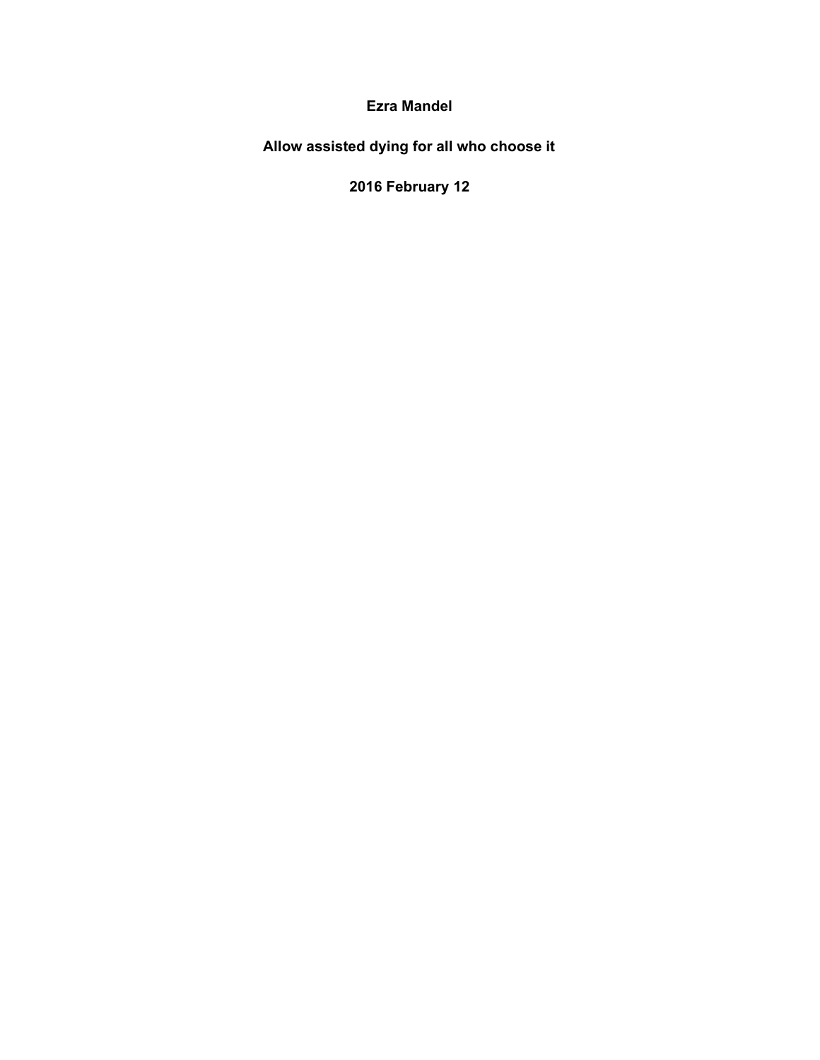**Ezra Mandel**

# Allow assisted dying for all who choose it

**2016 February 12**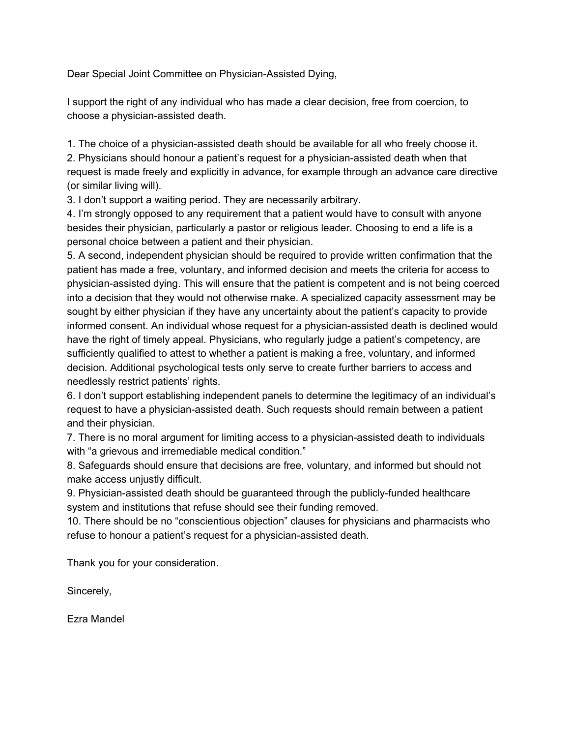Dear Special Joint Committee on Physician-Assisted Dying,

I support the right of any individual who has made a clear decision, free from coercion, to choose a physician-assisted death.

1. The choice of a physician-assisted death should be available for all who freely choose it.
2. Physicians should honour a patient's request for a physician-assisted death when that request is made freely and explicitly in advance, for example through an advance care directive (or similar living will).
3. I don't support a waiting period. They are necessarily arbitrary.
4. I'm strongly opposed to any requirement that a patient would have to consult with anyone besides their physician, particularly a pastor or religious leader. Choosing to end a life is a personal choice between a patient and their physician.
5. A second, independent physician should be required to provide written confirmation that the patient has made a free, voluntary, and informed decision and meets the criteria for access to physician-assisted dying. This will ensure that the patient is competent and is not being coerced into a decision that they would not otherwise make. A specialized capacity assessment may be sought by either physician if they have any uncertainty about the patient's capacity to provide informed consent. An individual whose request for a physician-assisted death is declined would have the right of timely appeal. Physicians, who regularly judge a patient's competency, are sufficiently qualified to attest to whether a patient is making a free, voluntary, and informed decision. Additional psychological tests only serve to create further barriers to access and needlessly restrict patients' rights.
6. I don't support establishing independent panels to determine the legitimacy of an individual's request to have a physician-assisted death. Such requests should remain between a patient and their physician.
7. There is no moral argument for limiting access to a physician-assisted death to individuals with "a grievous and irremediable medical condition."
8. Safeguards should ensure that decisions are free, voluntary, and informed but should not make access unjustly difficult.
9. Physician-assisted death should be guaranteed through the publicly-funded healthcare system and institutions that refuse should see their funding removed.
10. There should be no "conscientious objection" clauses for physicians and pharmacists who refuse to honour a patient's request for a physician-assisted death.

Thank you for your consideration.

Sincerely,

Ezra Mandel